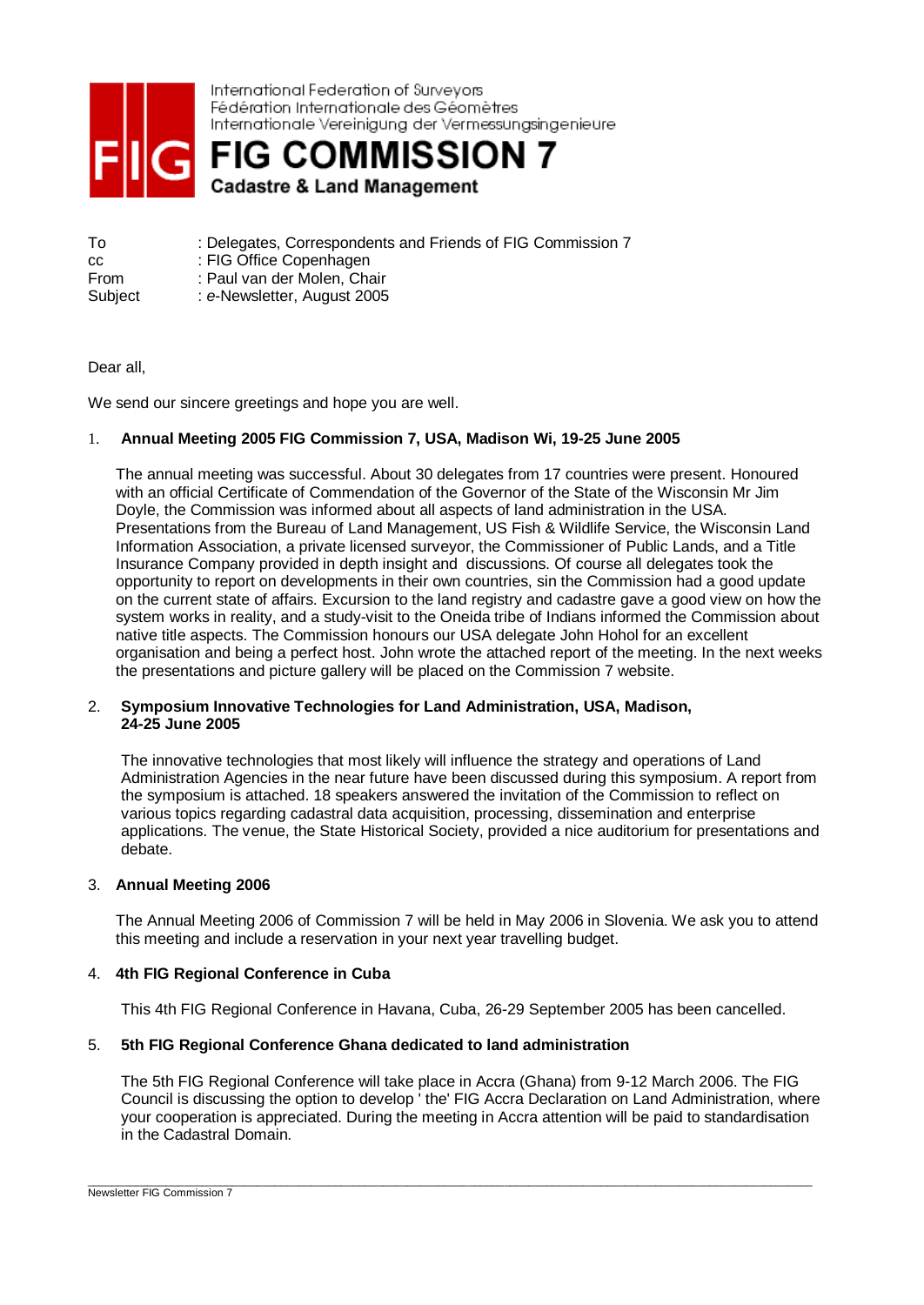International Federation of Surveyors
Fédération Internationale des Géomètres
Internationale Vereinigung der Vermessungsingenieure

# FIG COMMISSION 7

**Cadastre & Land Management**

To : Delegates, Correspondents and Friends of FIG Commission 7
cc : FIG Office Copenhagen
From : Paul van der Molen, Chair
Subject : *e*-Newsletter, August 2005

Dear all,

We send our sincere greetings and hope you are well.

1. **Annual Meeting 2005 FIG Commission 7, USA, Madison Wi, 19-25 June 2005**

   The annual meeting was successful. About 30 delegates from 17 countries were present. Honoured with an official Certificate of Commendation of the Governor of the State of the Wisconsin Mr Jim Doyle, the Commission was informed about all aspects of land administration in the USA. Presentations from the Bureau of Land Management, US Fish & Wildlife Service, the Wisconsin Land Information Association, a private licensed surveyor, the Commissioner of Public Lands, and a Title Insurance Company provided in depth insight and discussions. Of course all delegates took the opportunity to report on developments in their own countries, sin the Commission had a good update on the current state of affairs. Excursion to the land registry and cadastre gave a good view on how the system works in reality, and a study-visit to the Oneida tribe of Indians informed the Commission about native title aspects. The Commission honours our USA delegate John Hohol for an excellent organisation and being a perfect host. John wrote the attached report of the meeting. In the next weeks the presentations and picture gallery will be placed on the Commission 7 website.

2. **Symposium Innovative Technologies for Land Administration, USA, Madison, 24-25 June 2005**

   The innovative technologies that most likely will influence the strategy and operations of Land Administration Agencies in the near future have been discussed during this symposium. A report from the symposium is attached. 18 speakers answered the invitation of the Commission to reflect on various topics regarding cadastral data acquisition, processing, dissemination and enterprise applications. The venue, the State Historical Society, provided a nice auditorium for presentations and debate.

3. **Annual Meeting 2006**

   The Annual Meeting 2006 of Commission 7 will be held in May 2006 in Slovenia. We ask you to attend this meeting and include a reservation in your next year travelling budget.

4. **4th FIG Regional Conference in Cuba**

   This 4th FIG Regional Conference in Havana, Cuba, 26-29 September 2005 has been cancelled.

5. **5th FIG Regional Conference Ghana dedicated to land administration**

   The 5th FIG Regional Conference will take place in Accra (Ghana) from 9-12 March 2006. The FIG Council is discussing the option to develop ' the' FIG Accra Declaration on Land Administration, where your cooperation is appreciated. During the meeting in Accra attention will be paid to standardisation in the Cadastral Domain.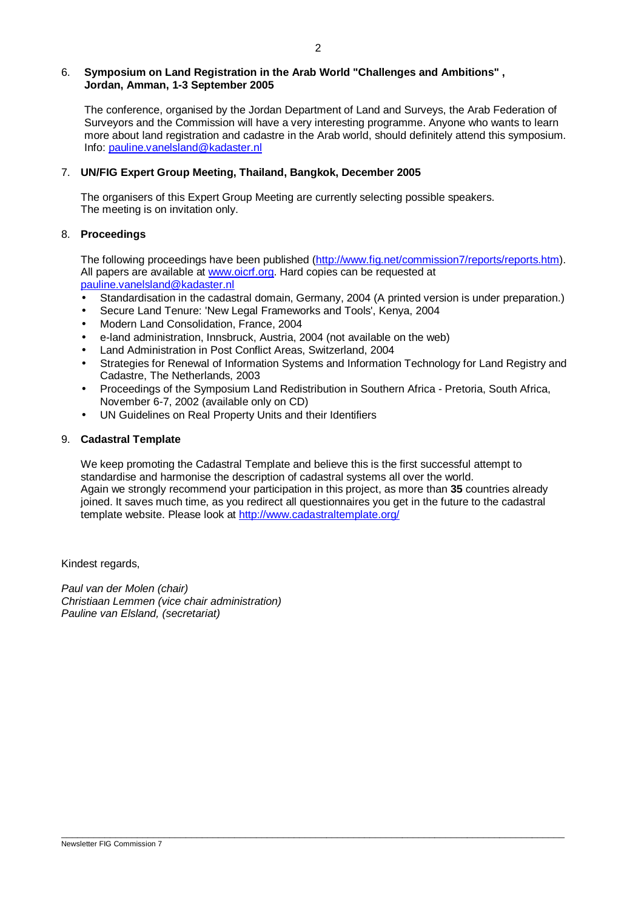6. **Symposium on Land Registration in the Arab World "Challenges and Ambitions" , Jordan, Amman, 1-3 September 2005**

   The conference, organised by the Jordan Department of Land and Surveys, the Arab Federation of Surveyors and the Commission will have a very interesting programme. Anyone who wants to learn more about land registration and cadastre in the Arab world, should definitely attend this symposium. Info: pauline.vanelsland@kadaster.nl

7. **UN/FIG Expert Group Meeting, Thailand, Bangkok, December 2005**

   The organisers of this Expert Group Meeting are currently selecting possible speakers. The meeting is on invitation only.

8. **Proceedings**

   The following proceedings have been published (http://www.fig.net/commission7/reports/reports.htm). All papers are available at www.oicrf.org. Hard copies can be requested at pauline.vanelsland@kadaster.nl

   - Standardisation in the cadastral domain, Germany, 2004 (A printed version is under preparation.)
   - Secure Land Tenure: 'New Legal Frameworks and Tools', Kenya, 2004
   - Modern Land Consolidation, France, 2004
   - e-land administration, Innsbruck, Austria, 2004 (not available on the web)
   - Land Administration in Post Conflict Areas, Switzerland, 2004
   - Strategies for Renewal of Information Systems and Information Technology for Land Registry and Cadastre, The Netherlands, 2003
   - Proceedings of the Symposium Land Redistribution in Southern Africa - Pretoria, South Africa, November 6-7, 2002 (available only on CD)
   - UN Guidelines on Real Property Units and their Identifiers

9. **Cadastral Template**

   We keep promoting the Cadastral Template and believe this is the first successful attempt to standardise and harmonise the description of cadastral systems all over the world.
   Again we strongly recommend your participation in this project, as more than **35** countries already joined. It saves much time, as you redirect all questionnaires you get in the future to the cadastral template website. Please look at http://www.cadastraltemplate.org/

Kindest regards,

*Paul van der Molen (chair)*
*Christiaan Lemmen (vice chair administration)*
*Pauline van Elsland, (secretariat)*